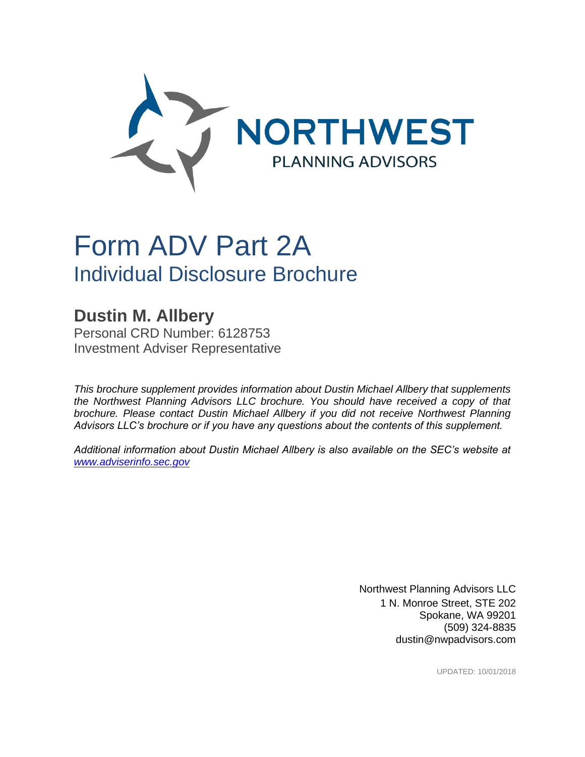NORTHWEST
PLANNING ADVISORS

# Form ADV Part 2A
## Individual Disclosure Brochure

### Dustin M. Allbery

Personal CRD Number: 6128753
Investment Adviser Representative

*This brochure supplement provides information about Dustin Michael Allbery that supplements the Northwest Planning Advisors LLC brochure. You should have received a copy of that brochure. Please contact Dustin Michael Allbery if you did not receive Northwest Planning Advisors LLC's brochure or if you have any questions about the contents of this supplement.*

*Additional information about Dustin Michael Allbery is also available on the SEC's website at [www.adviserinfo.sec.gov](http://www.adviserinfo.sec.gov)*

Northwest Planning Advisors LLC
1 N. Monroe Street, STE 202
Spokane, WA 99201
(509) 324-8835
dustin@nwpadvisors.com

UPDATED: 10/01/2018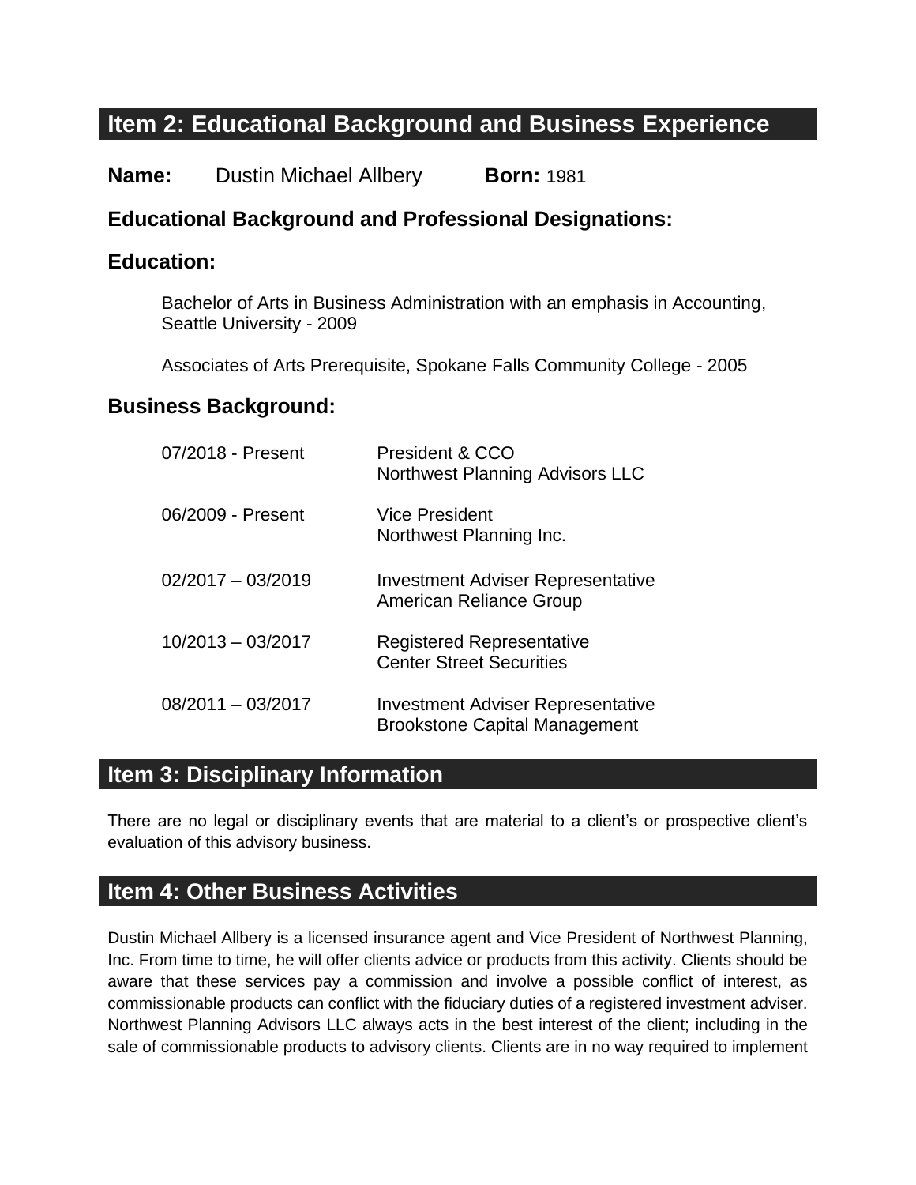## Item 2: Educational Background and Business Experience

**Name:** Dustin Michael Allbery **Born:** 1981

### Educational Background and Professional Designations:

### Education:

Bachelor of Arts in Business Administration with an emphasis in Accounting, Seattle University - 2009

Associates of Arts Prerequisite, Spokane Falls Community College - 2005

### Business Background:

| | |
|---|---|
| 07/2018 - Present | President & CCO<br>Northwest Planning Advisors LLC |
| 06/2009 - Present | Vice President<br>Northwest Planning Inc. |
| 02/2017 – 03/2019 | Investment Adviser Representative<br>American Reliance Group |
| 10/2013 – 03/2017 | Registered Representative<br>Center Street Securities |
| 08/2011 – 03/2017 | Investment Adviser Representative<br>Brookstone Capital Management |

## Item 3: Disciplinary Information

There are no legal or disciplinary events that are material to a client's or prospective client's evaluation of this advisory business.

## Item 4: Other Business Activities

Dustin Michael Allbery is a licensed insurance agent and Vice President of Northwest Planning, Inc. From time to time, he will offer clients advice or products from this activity. Clients should be aware that these services pay a commission and involve a possible conflict of interest, as commissionable products can conflict with the fiduciary duties of a registered investment adviser. Northwest Planning Advisors LLC always acts in the best interest of the client; including in the sale of commissionable products to advisory clients. Clients are in no way required to implement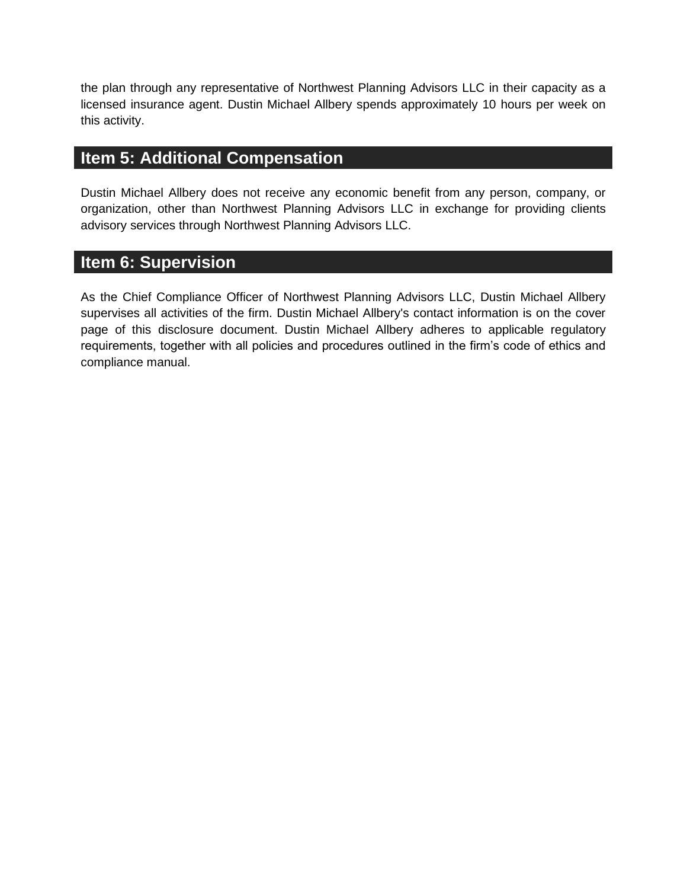the plan through any representative of Northwest Planning Advisors LLC in their capacity as a licensed insurance agent. Dustin Michael Allbery spends approximately 10 hours per week on this activity.

## Item 5: Additional Compensation

Dustin Michael Allbery does not receive any economic benefit from any person, company, or organization, other than Northwest Planning Advisors LLC in exchange for providing clients advisory services through Northwest Planning Advisors LLC.

## Item 6: Supervision

As the Chief Compliance Officer of Northwest Planning Advisors LLC, Dustin Michael Allbery supervises all activities of the firm. Dustin Michael Allbery's contact information is on the cover page of this disclosure document. Dustin Michael Allbery adheres to applicable regulatory requirements, together with all policies and procedures outlined in the firm's code of ethics and compliance manual.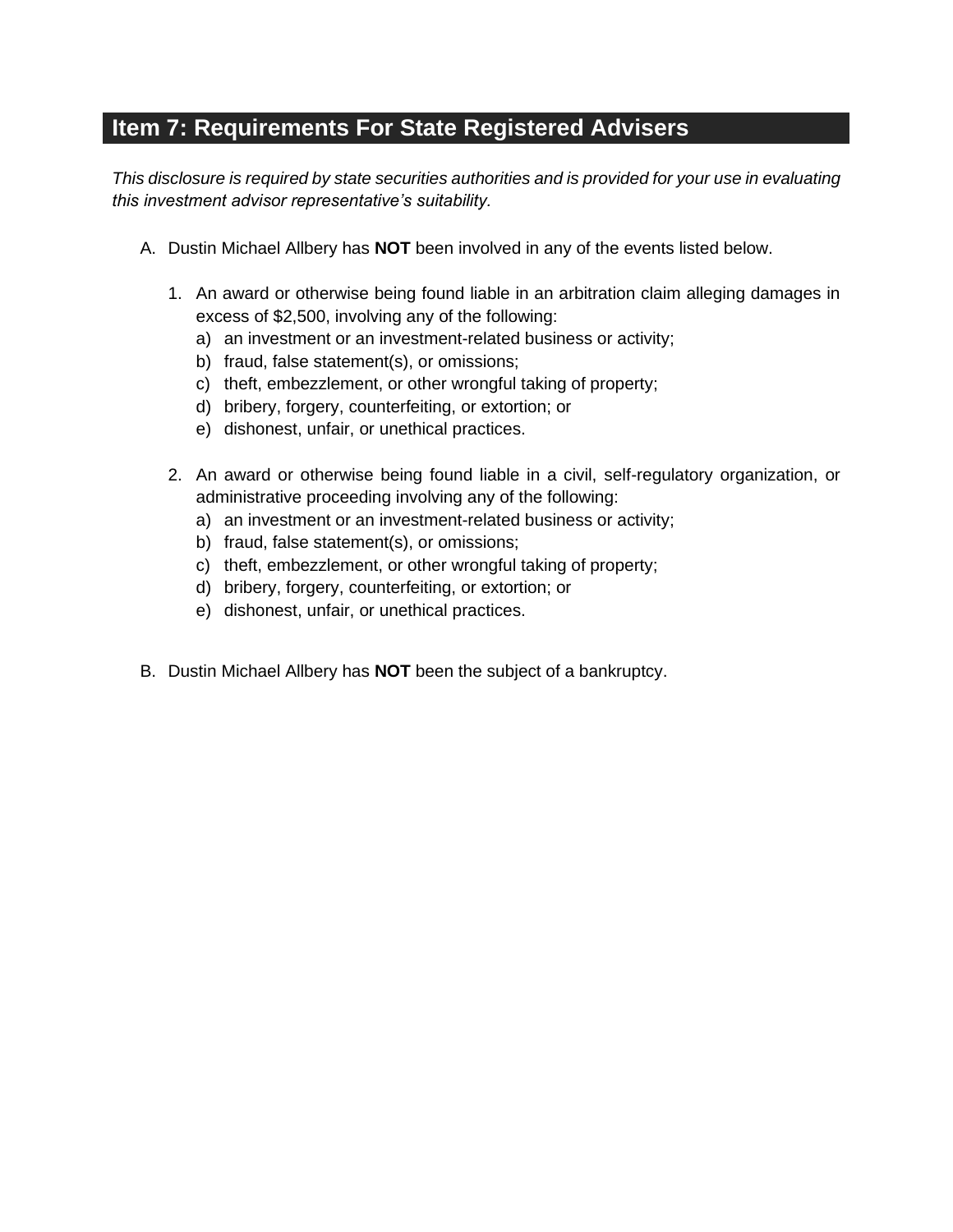## Item 7: Requirements For State Registered Advisers

*This disclosure is required by state securities authorities and is provided for your use in evaluating this investment advisor representative's suitability.*

A. Dustin Michael Allbery has **NOT** been involved in any of the events listed below.

   1. An award or otherwise being found liable in an arbitration claim alleging damages in excess of $2,500, involving any of the following:
      a) an investment or an investment-related business or activity;
      b) fraud, false statement(s), or omissions;
      c) theft, embezzlement, or other wrongful taking of property;
      d) bribery, forgery, counterfeiting, or extortion; or
      e) dishonest, unfair, or unethical practices.

   2. An award or otherwise being found liable in a civil, self-regulatory organization, or administrative proceeding involving any of the following:
      a) an investment or an investment-related business or activity;
      b) fraud, false statement(s), or omissions;
      c) theft, embezzlement, or other wrongful taking of property;
      d) bribery, forgery, counterfeiting, or extortion; or
      e) dishonest, unfair, or unethical practices.

B. Dustin Michael Allbery has **NOT** been the subject of a bankruptcy.